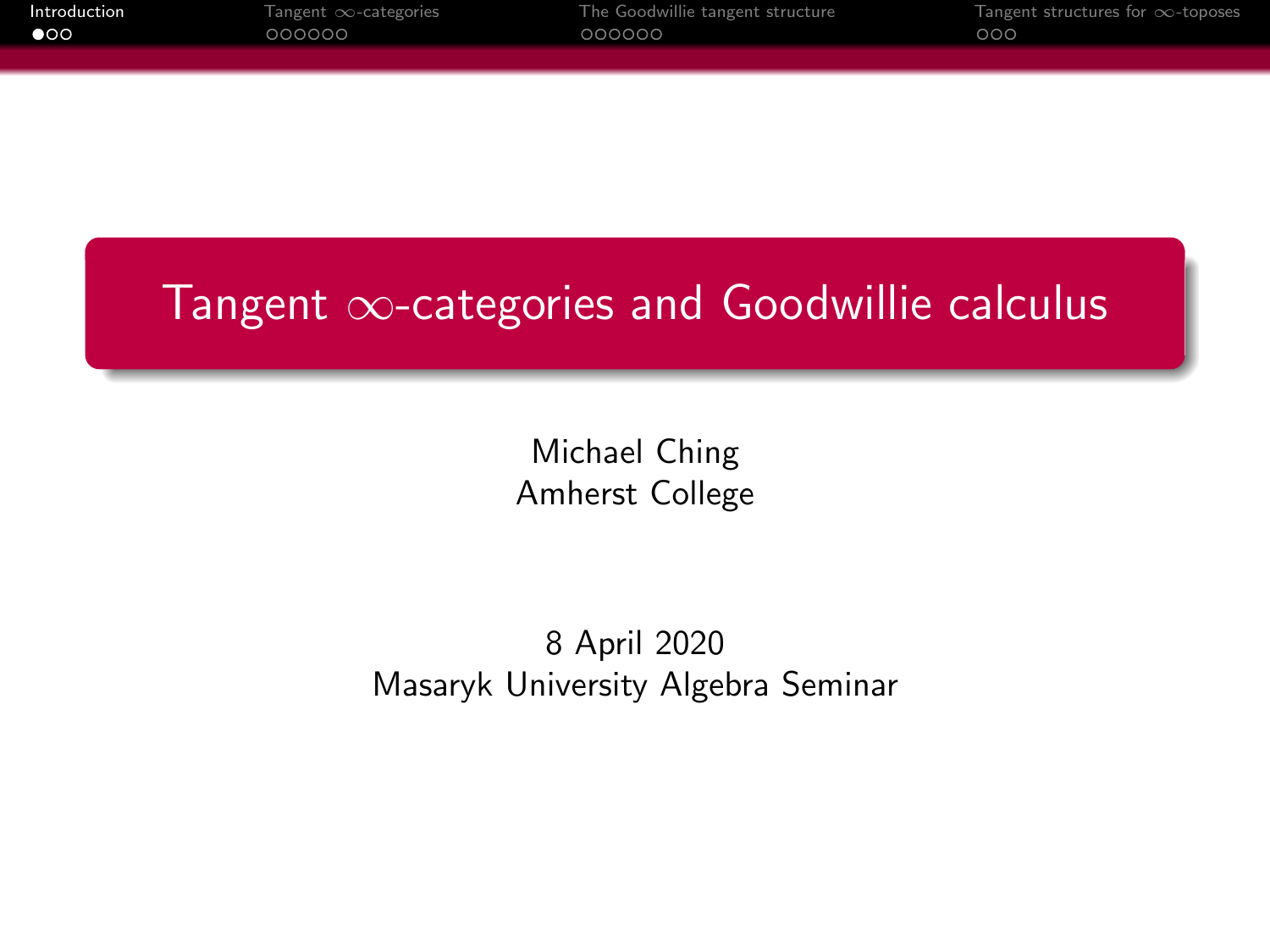# Tangent $\infty$-categories and Goodwillie calculus

Michael Ching
Amherst College

8 April 2020
Masaryk University Algebra Seminar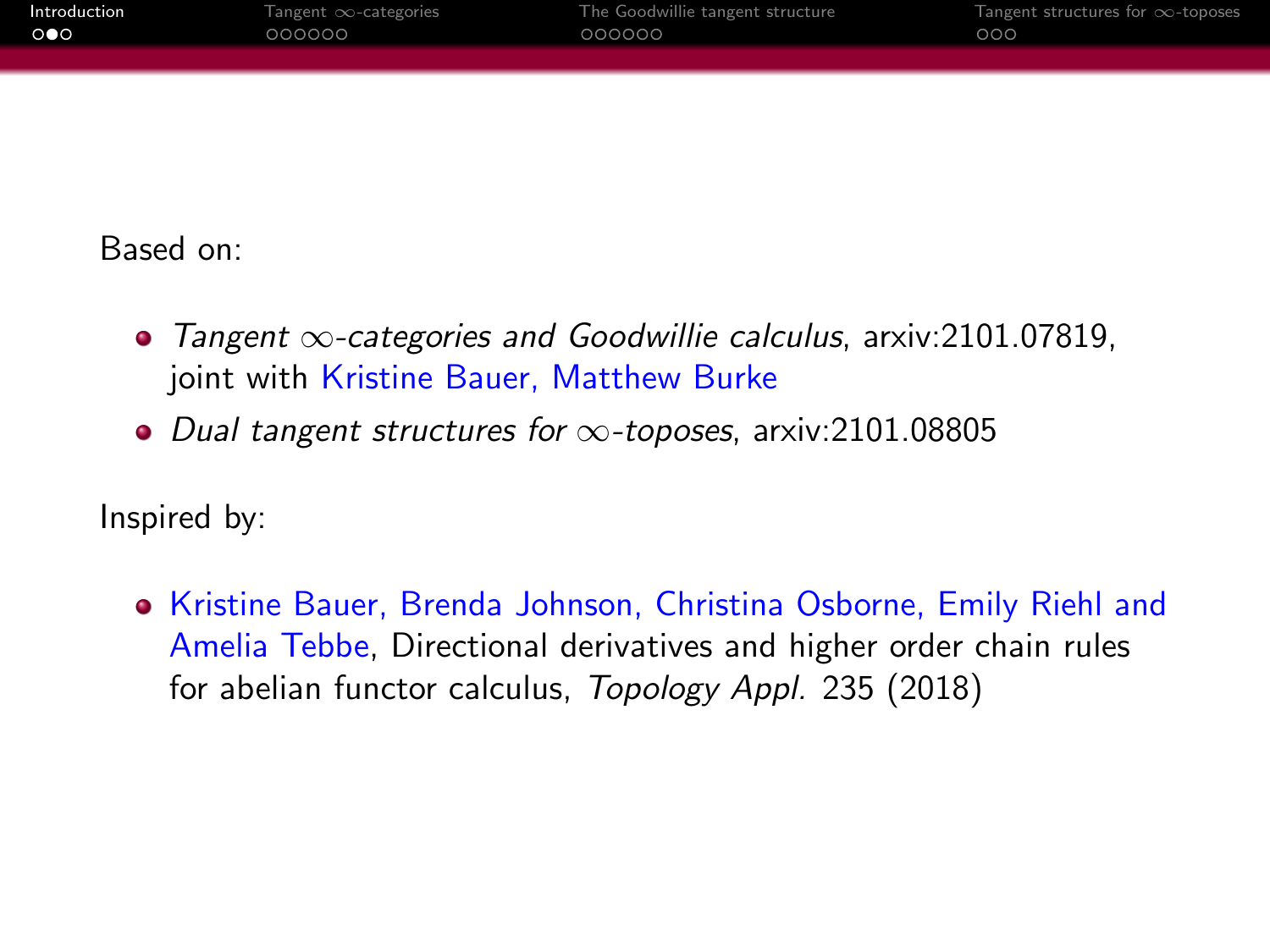Based on:

- *Tangent $\infty$-categories and Goodwillie calculus*, arxiv:2101.07819, joint with Kristine Bauer, Matthew Burke
- *Dual tangent structures for $\infty$-toposes*, arxiv:2101.08805

Inspired by:

- Kristine Bauer, Brenda Johnson, Christina Osborne, Emily Riehl and Amelia Tebbe, Directional derivatives and higher order chain rules for abelian functor calculus, *Topology Appl.* 235 (2018)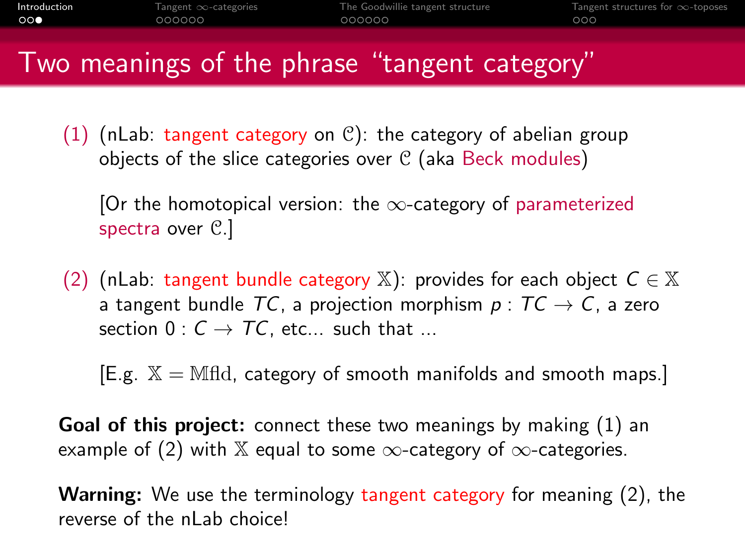# Two meanings of the phrase "tangent category"

(1) (nLab: tangent category on $\mathcal{C}$): the category of abelian group objects of the slice categories over $\mathcal{C}$ (aka Beck modules)

[Or the homotopical version: the $\infty$-category of parameterized spectra over $\mathcal{C}$.]

(2) (nLab: tangent bundle category $\mathbb{X}$): provides for each object $C \in \mathbb{X}$ a tangent bundle $TC$, a projection morphism $p : TC \to C$, a zero section $0 : C \to TC$, etc... such that ...

[E.g. $\mathbb{X} = \mathbb{M}\text{fld}$, category of smooth manifolds and smooth maps.]

**Goal of this project:** connect these two meanings by making (1) an example of (2) with $\mathbb{X}$ equal to some $\infty$-category of $\infty$-categories.

**Warning:** We use the terminology tangent category for meaning (2), the reverse of the nLab choice!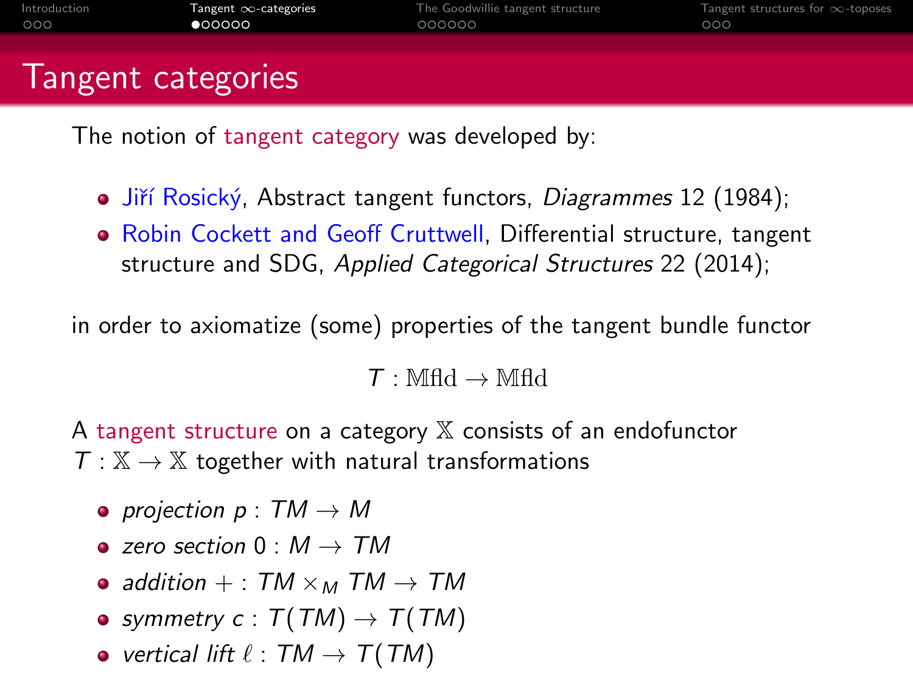# Tangent categories

The notion of tangent category was developed by:

- Jiří Rosický, Abstract tangent functors, *Diagrammes* 12 (1984);
- Robin Cockett and Geoff Cruttwell, Differential structure, tangent structure and SDG, *Applied Categorical Structures* 22 (2014);

in order to axiomatize (some) properties of the tangent bundle functor

$$T : \mathbb{M}\text{fld} \to \mathbb{M}\text{fld}$$

A tangent structure on a category $\mathbb{X}$ consists of an endofunctor $T : \mathbb{X} \to \mathbb{X}$ together with natural transformations

- *projection* $p : TM \to M$
- *zero section* $0 : M \to TM$
- *addition* $+ : TM \times_M TM \to TM$
- *symmetry* $c : T(TM) \to T(TM)$
- *vertical lift* $\ell : TM \to T(TM)$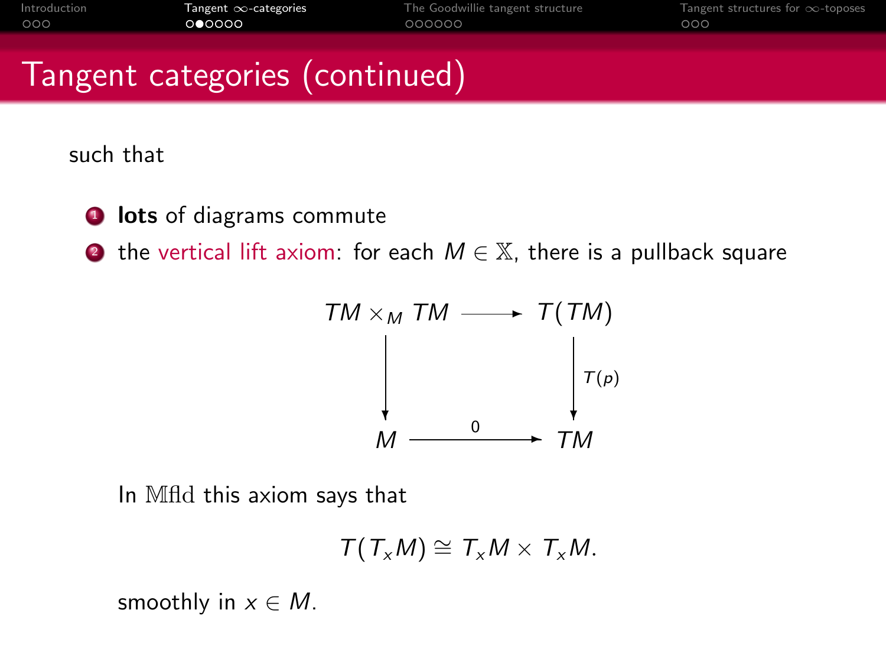# Tangent categories (continued)

such that

1. **lots** of diagrams commute
2. the vertical lift axiom: for each $M \in \mathbb{X}$, there is a pullback square

$$\begin{array}{ccc} TM \times_M TM & \longrightarrow & T(TM) \\ \downarrow & & \downarrow T(p) \\ M & \xrightarrow{0} & TM \end{array}$$

In $\mathbb{M}\mathrm{fld}$ this axiom says that

$$T(T_x M) \cong T_x M \times T_x M.$$

smoothly in $x \in M$.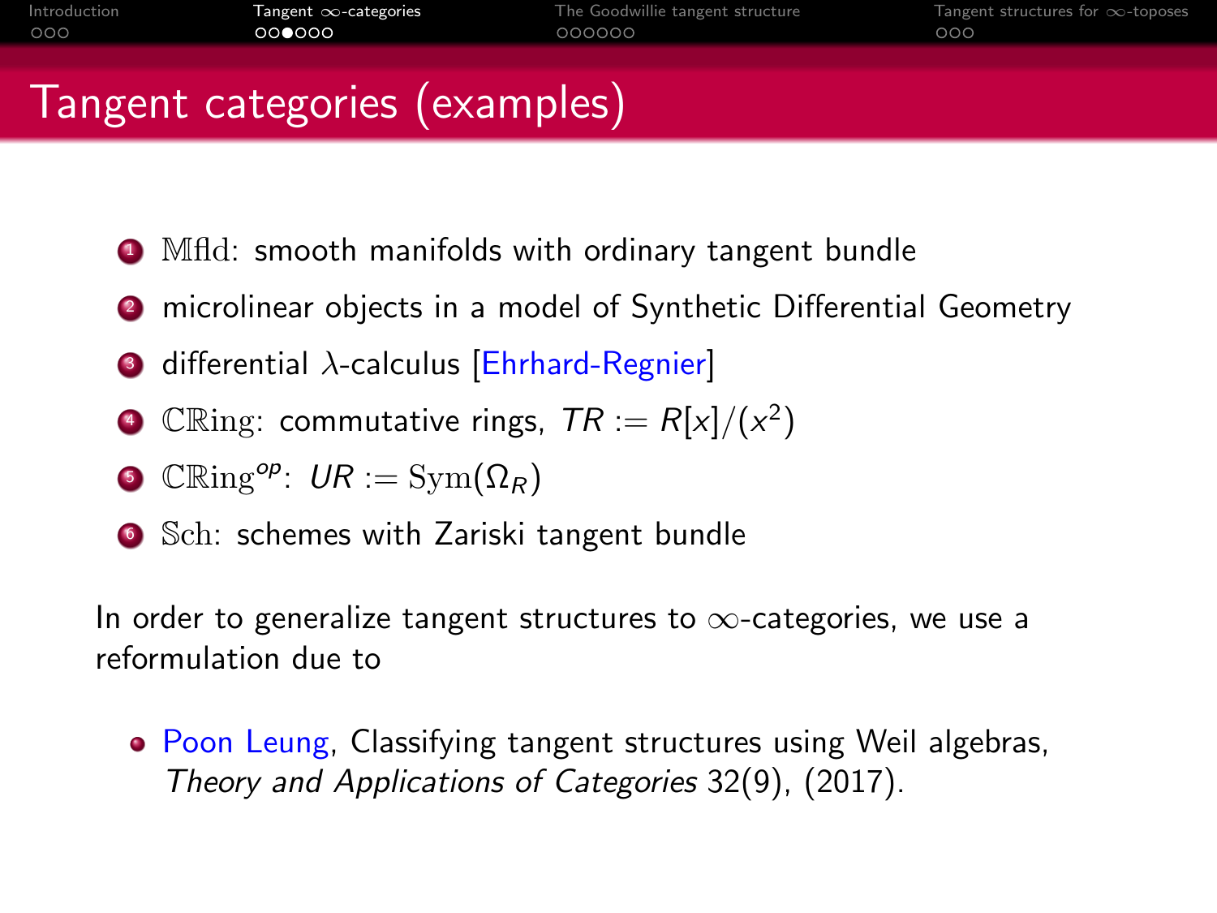# Tangent categories (examples)

1. $\mathbb{M}\mathrm{fld}$: smooth manifolds with ordinary tangent bundle
2. microlinear objects in a model of Synthetic Differential Geometry
3. differential $\lambda$-calculus [Ehrhard-Regnier]
4. $\mathbb{CR}\mathrm{ing}$: commutative rings, $TR := R[x]/(x^2)$
5. $\mathbb{CR}\mathrm{ing}^{op}$: $UR := \mathrm{Sym}(\Omega_R)$
6. $\mathbb{S}\mathrm{ch}$: schemes with Zariski tangent bundle

In order to generalize tangent structures to $\infty$-categories, we use a reformulation due to

- Poon Leung, Classifying tangent structures using Weil algebras, *Theory and Applications of Categories* 32(9), (2017).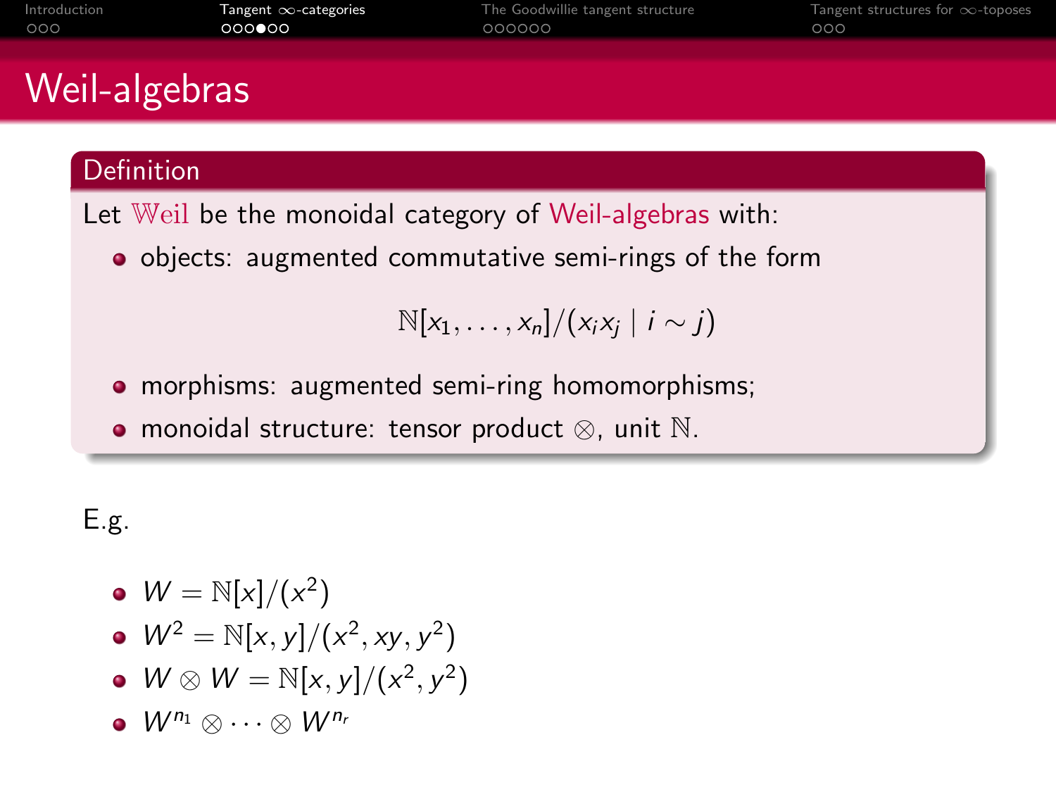# Weil-algebras

**Definition**

Let $\mathbb{W}\text{eil}$ be the monoidal category of Weil-algebras with:

- objects: augmented commutative semi-rings of the form

$$\mathbb{N}[x_1, \ldots, x_n]/(x_i x_j \mid i \sim j)$$

- morphisms: augmented semi-ring homomorphisms;
- monoidal structure: tensor product $\otimes$, unit $\mathbb{N}$.

E.g.

- $W = \mathbb{N}[x]/(x^2)$
- $W^2 = \mathbb{N}[x, y]/(x^2, xy, y^2)$
- $W \otimes W = \mathbb{N}[x, y]/(x^2, y^2)$
- $W^{n_1} \otimes \cdots \otimes W^{n_r}$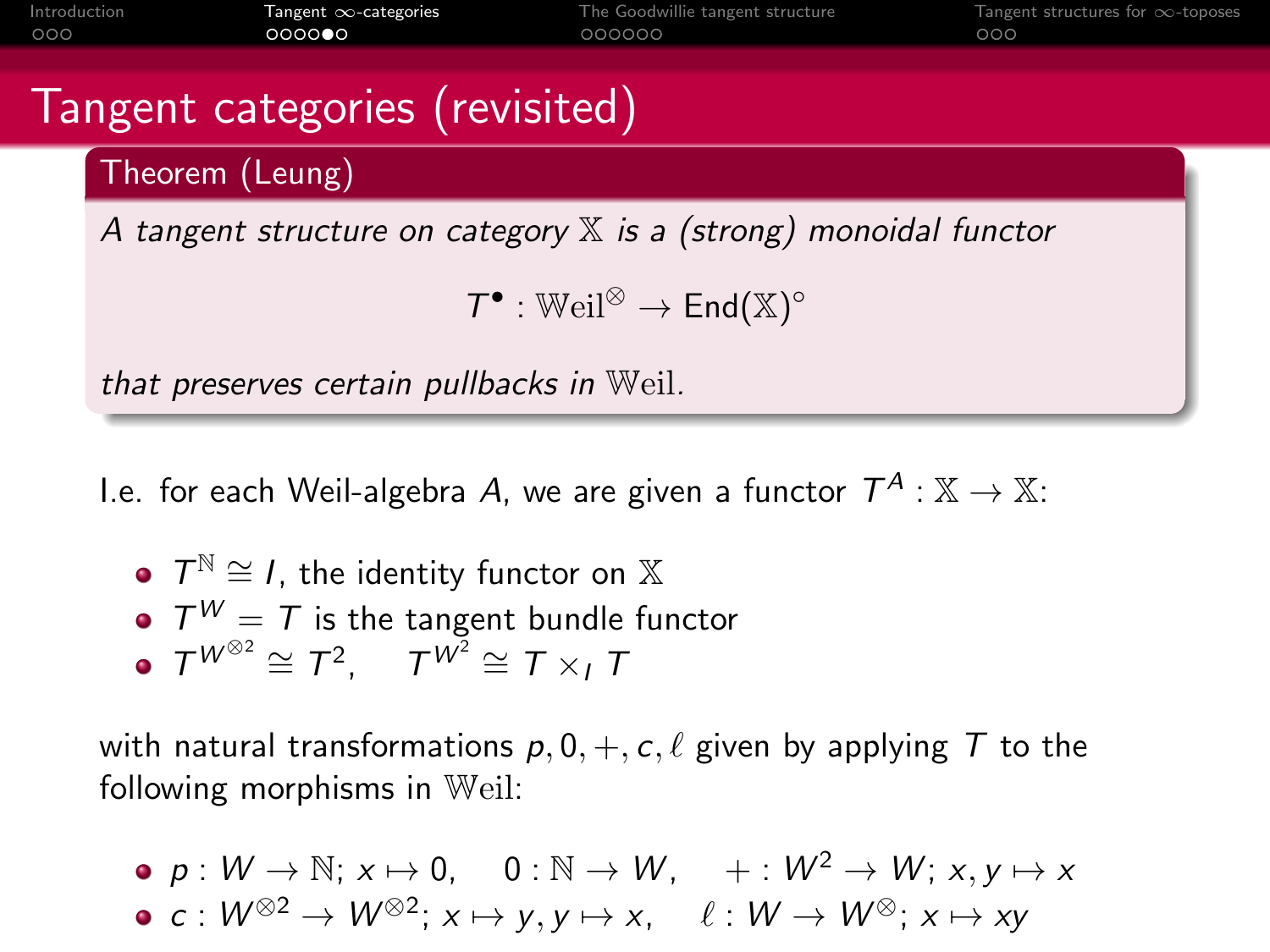# Tangent categories (revisited)

**Theorem (Leung)**

*A tangent structure on category $\mathbb{X}$ is a (strong) monoidal functor*

$$T^\bullet : \mathbb{W}\text{eil}^\otimes \to \mathsf{End}(\mathbb{X})^\circ$$

*that preserves certain pullbacks in $\mathbb{W}$eil.*

I.e. for each Weil-algebra $A$, we are given a functor $T^A : \mathbb{X} \to \mathbb{X}$:

- $T^{\mathbb{N}} \cong I$, the identity functor on $\mathbb{X}$
- $T^W = T$ is the tangent bundle functor
- $T^{W^{\otimes 2}} \cong T^2, \quad T^{W^2} \cong T \times_I T$

with natural transformations $p, 0, +, c, \ell$ given by applying $T$ to the following morphisms in $\mathbb{W}$eil:

- $p : W \to \mathbb{N};\ x \mapsto 0, \quad 0 : \mathbb{N} \to W, \quad + : W^2 \to W;\ x, y \mapsto x$
- $c : W^{\otimes 2} \to W^{\otimes 2};\ x \mapsto y, y \mapsto x, \quad \ell : W \to W^{\otimes};\ x \mapsto xy$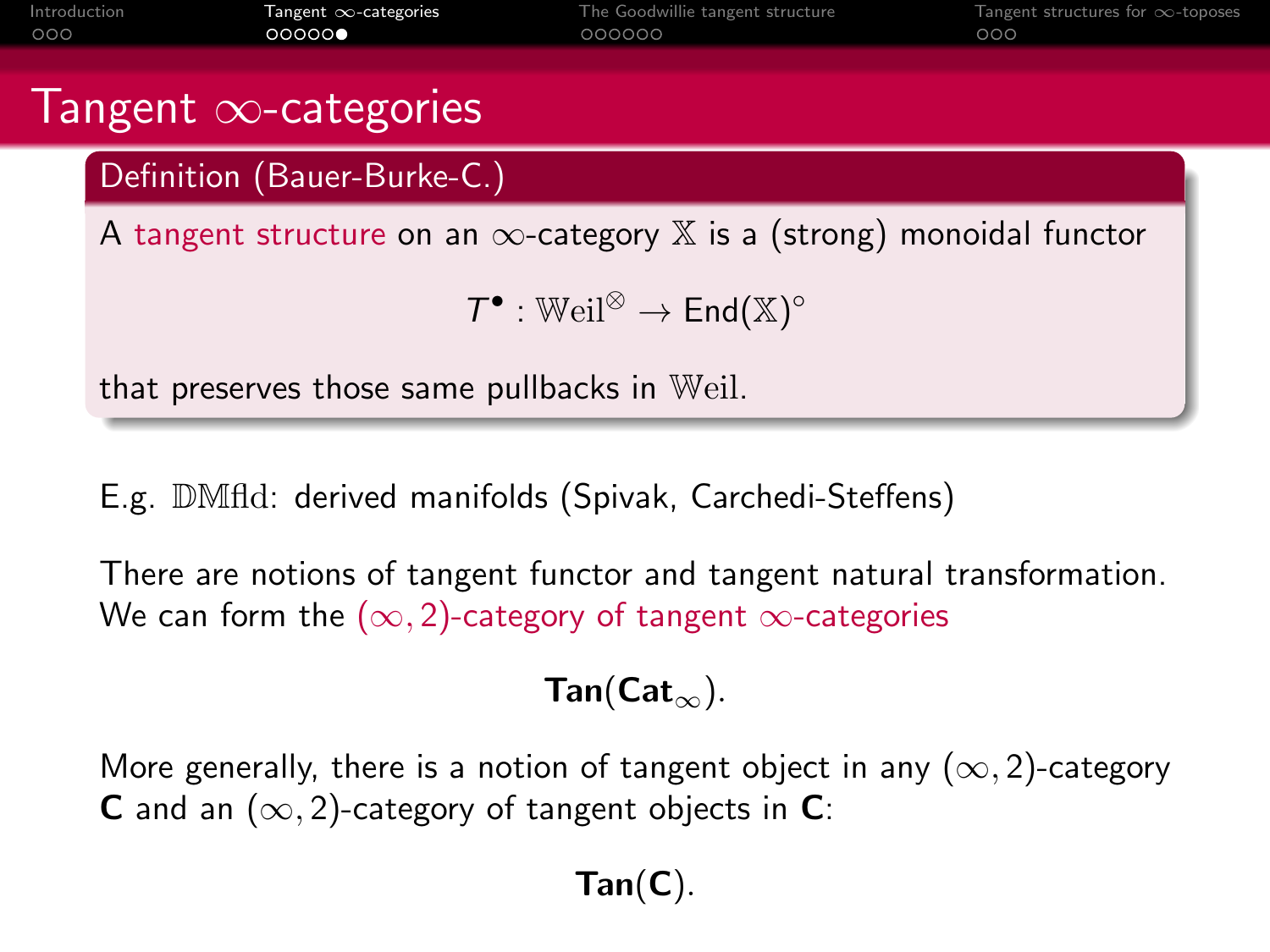# Tangent $\infty$-categories

**Definition (Bauer-Burke-C.)**

A tangent structure on an $\infty$-category $\mathbb{X}$ is a (strong) monoidal functor

$$T^{\bullet} : \mathbb{W}\mathrm{eil}^{\otimes} \to \mathrm{End}(\mathbb{X})^{\circ}$$

that preserves those same pullbacks in $\mathbb{W}\mathrm{eil}$.

E.g. $\mathbb{DM}\mathrm{fld}$: derived manifolds (Spivak, Carchedi-Steffens)

There are notions of tangent functor and tangent natural transformation. We can form the $(\infty, 2)$-category of tangent $\infty$-categories

$$\mathbf{Tan}(\mathbf{Cat}_{\infty}).$$

More generally, there is a notion of tangent object in any $(\infty, 2)$-category $\mathbf{C}$ and an $(\infty, 2)$-category of tangent objects in $\mathbf{C}$:

$$\mathbf{Tan}(\mathbf{C}).$$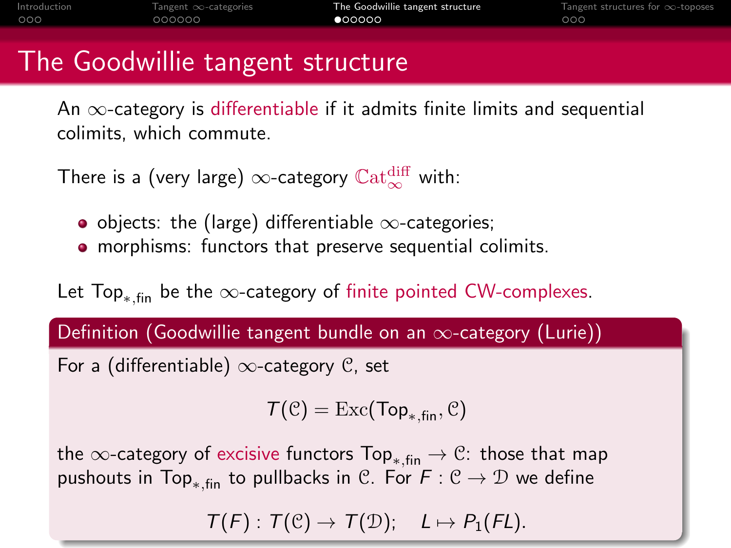# The Goodwillie tangent structure

An $\infty$-category is differentiable if it admits finite limits and sequential colimits, which commute.

There is a (very large) $\infty$-category $\mathbb{C}\mathrm{at}_\infty^{\mathrm{diff}}$ with:

- objects: the (large) differentiable $\infty$-categories;
- morphisms: functors that preserve sequential colimits.

Let $\mathsf{Top}_{*,\mathsf{fin}}$ be the $\infty$-category of finite pointed CW-complexes.

**Definition (Goodwillie tangent bundle on an $\infty$-category (Lurie))**

For a (differentiable) $\infty$-category $\mathcal{C}$, set

$$T(\mathcal{C}) = \mathrm{Exc}(\mathsf{Top}_{*,\mathsf{fin}}, \mathcal{C})$$

the $\infty$-category of excisive functors $\mathsf{Top}_{*,\mathsf{fin}} \to \mathcal{C}$: those that map pushouts in $\mathsf{Top}_{*,\mathsf{fin}}$ to pullbacks in $\mathcal{C}$. For $F : \mathcal{C} \to \mathcal{D}$ we define

$$T(F) : T(\mathcal{C}) \to T(\mathcal{D}); \quad L \mapsto P_1(FL).$$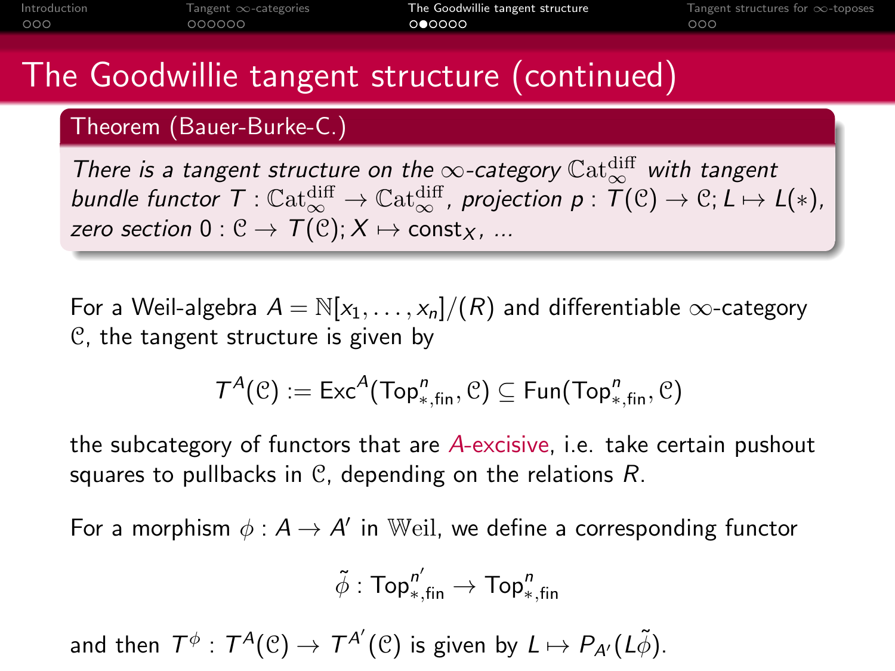# The Goodwillie tangent structure (continued)

**Theorem (Bauer-Burke-C.)**

*There is a tangent structure on the $\infty$-category $\mathbb{C}\mathrm{at}_\infty^{\mathrm{diff}}$ with tangent bundle functor $T : \mathbb{C}\mathrm{at}_\infty^{\mathrm{diff}} \to \mathbb{C}\mathrm{at}_\infty^{\mathrm{diff}}$, projection $p : T(\mathcal{C}) \to \mathcal{C}; L \mapsto L(*)$, zero section $0 : \mathcal{C} \to T(\mathcal{C}); X \mapsto \mathrm{const}_X$, ...*

For a Weil-algebra $A = \mathbb{N}[x_1, \dots, x_n]/(R)$ and differentiable $\infty$-category $\mathcal{C}$, the tangent structure is given by

$$T^A(\mathcal{C}) := \mathrm{Exc}^A(\mathrm{Top}^n_{*,\mathrm{fin}}, \mathcal{C}) \subseteq \mathrm{Fun}(\mathrm{Top}^n_{*,\mathrm{fin}}, \mathcal{C})$$

the subcategory of functors that are *A-excisive*, i.e. take certain pushout squares to pullbacks in $\mathcal{C}$, depending on the relations $R$.

For a morphism $\phi : A \to A'$ in $\mathbb{W}\mathrm{eil}$, we define a corresponding functor

$$\tilde{\phi} : \mathrm{Top}^{n'}_{*,\mathrm{fin}} \to \mathrm{Top}^n_{*,\mathrm{fin}}$$

and then $T^\phi : T^A(\mathcal{C}) \to T^{A'}(\mathcal{C})$ is given by $L \mapsto P_{A'}(L\tilde{\phi})$.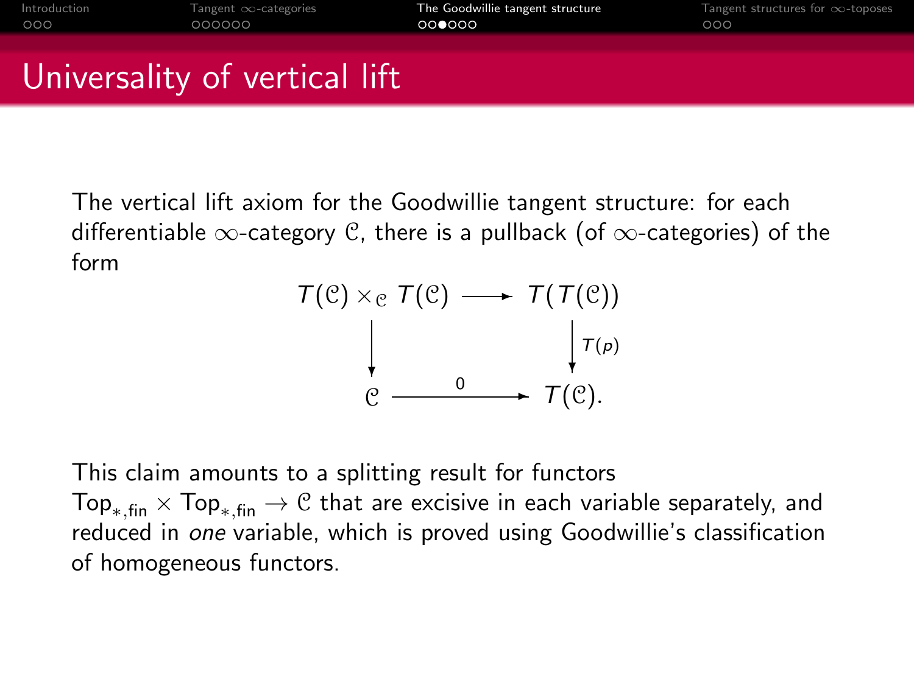# Universality of vertical lift

The vertical lift axiom for the Goodwillie tangent structure: for each differentiable $\infty$-category $\mathcal{C}$, there is a pullback (of $\infty$-categories) of the form

$$\begin{array}{ccc} T(\mathcal{C}) \times_{\mathcal{C}} T(\mathcal{C}) & \longrightarrow & T(T(\mathcal{C})) \\ \downarrow & & \downarrow T(p) \\ \mathcal{C} & \xrightarrow{\quad 0 \quad} & T(\mathcal{C}). \end{array}$$

This claim amounts to a splitting result for functors $\mathrm{Top}_{*,\mathrm{fin}} \times \mathrm{Top}_{*,\mathrm{fin}} \to \mathcal{C}$ that are excisive in each variable separately, and reduced in *one* variable, which is proved using Goodwillie's classification of homogeneous functors.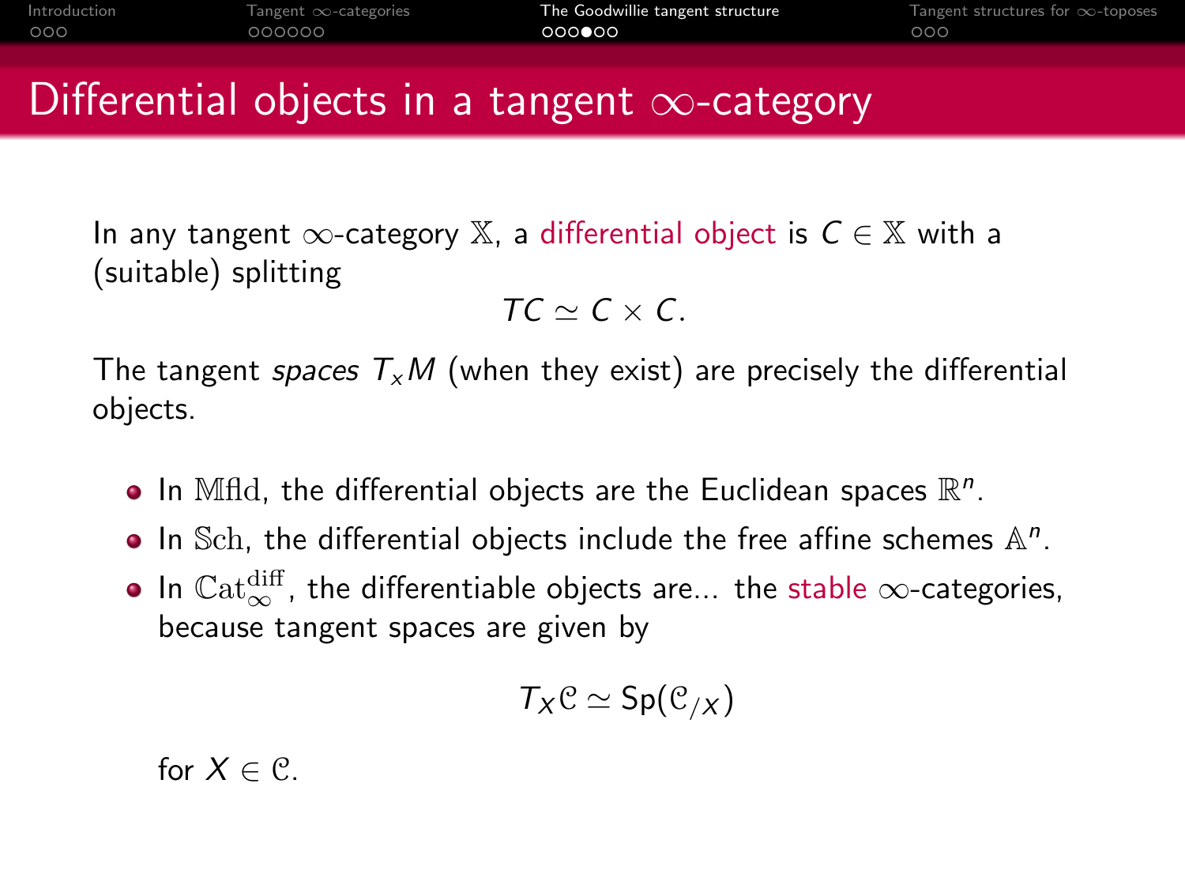## Differential objects in a tangent $\infty$-category

In any tangent $\infty$-category $\mathbb{X}$, a differential object is $C \in \mathbb{X}$ with a (suitable) splitting

$$TC \simeq C \times C.$$

The tangent *spaces* $T_x M$ (when they exist) are precisely the differential objects.

- In $\mathbb{M}\mathrm{fld}$, the differential objects are the Euclidean spaces $\mathbb{R}^n$.
- In $\mathbb{S}\mathrm{ch}$, the differential objects include the free affine schemes $\mathbb{A}^n$.
- In $\mathbb{C}\mathrm{at}_\infty^{\mathrm{diff}}$, the differentiable objects are... the stable $\infty$-categories, because tangent spaces are given by

  $$T_X \mathcal{C} \simeq \mathsf{Sp}(\mathcal{C}_{/X})$$

  for $X \in \mathcal{C}$.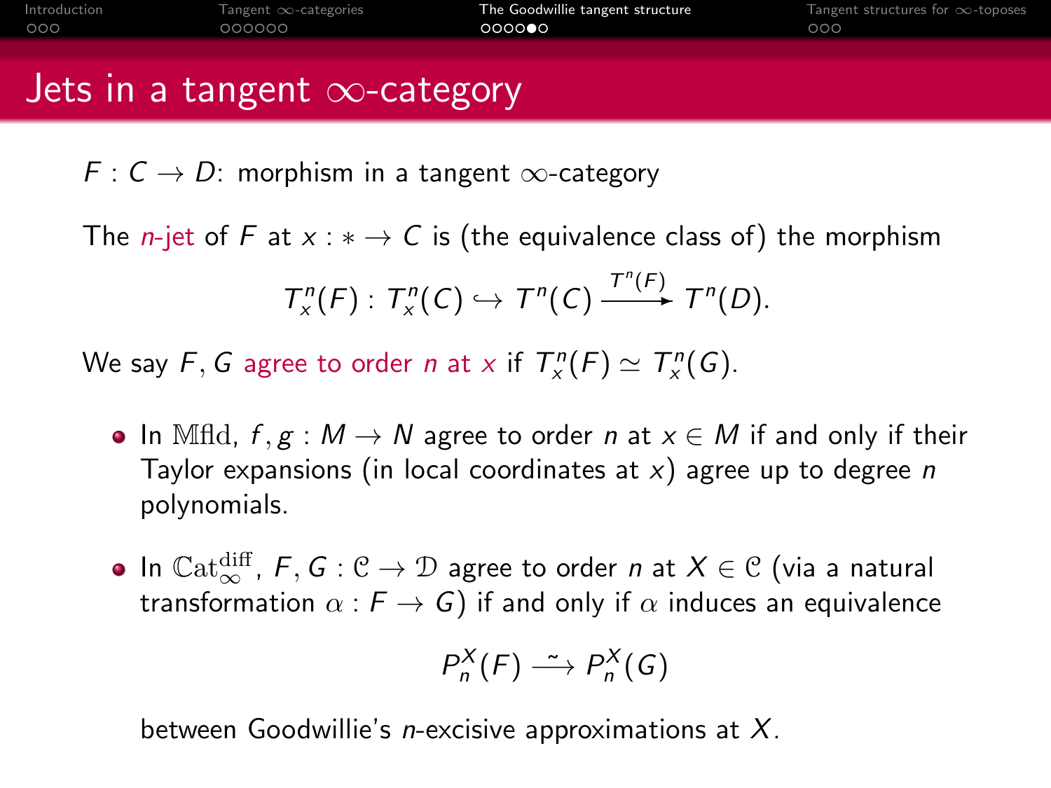# Jets in a tangent $\infty$-category

$F : C \to D$: morphism in a tangent $\infty$-category

The *$n$-jet* of $F$ at $x : * \to C$ is (the equivalence class of) the morphism

$$T^n_x(F) : T^n_x(C) \hookrightarrow T^n(C) \xrightarrow{T^n(F)} T^n(D).$$

We say $F, G$ *agree to order $n$ at $x$* if $T^n_x(F) \simeq T^n_x(G)$.

- In $\mathbb{M}\mathrm{fld}$, $f, g : M \to N$ agree to order $n$ at $x \in M$ if and only if their Taylor expansions (in local coordinates at $x$) agree up to degree $n$ polynomials.

- In $\mathbb{C}\mathrm{at}^{\mathrm{diff}}_{\infty}$, $F, G : \mathcal{C} \to \mathcal{D}$ agree to order $n$ at $X \in \mathcal{C}$ (via a natural transformation $\alpha : F \to G$) if and only if $\alpha$ induces an equivalence

  $$P^X_n(F) \xrightarrow{\sim} P^X_n(G)$$

  between Goodwillie's $n$-excisive approximations at $X$.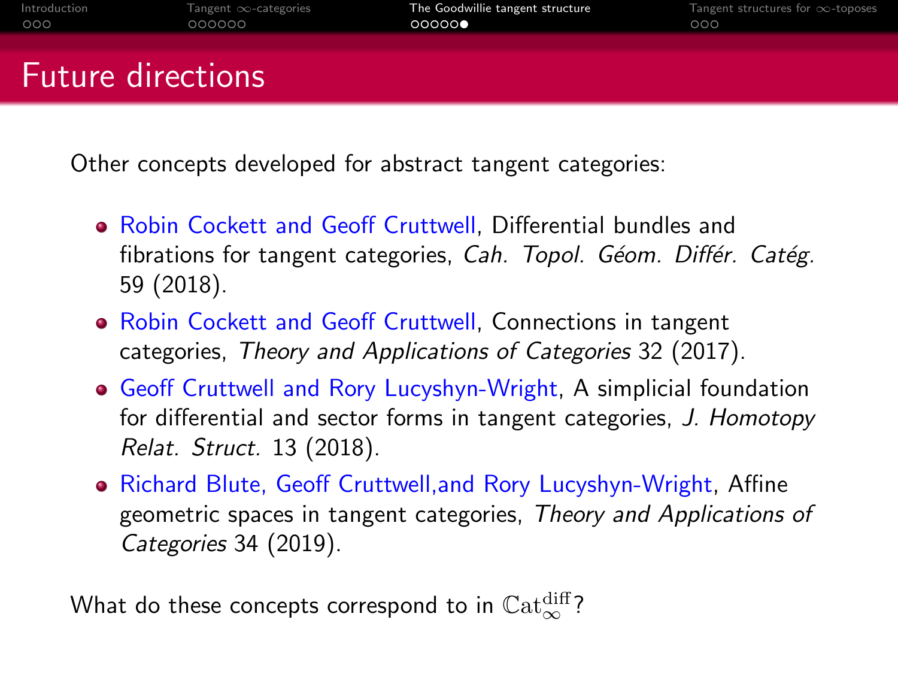# Future directions

Other concepts developed for abstract tangent categories:

- Robin Cockett and Geoff Cruttwell, Differential bundles and fibrations for tangent categories, *Cah. Topol. Géom. Différ. Catég.* 59 (2018).
- Robin Cockett and Geoff Cruttwell, Connections in tangent categories, *Theory and Applications of Categories* 32 (2017).
- Geoff Cruttwell and Rory Lucyshyn-Wright, A simplicial foundation for differential and sector forms in tangent categories, *J. Homotopy Relat. Struct.* 13 (2018).
- Richard Blute, Geoff Cruttwell,and Rory Lucyshyn-Wright, Affine geometric spaces in tangent categories, *Theory and Applications of Categories* 34 (2019).

What do these concepts correspond to in $\mathbb{C}\mathrm{at}_\infty^{\mathrm{diff}}$?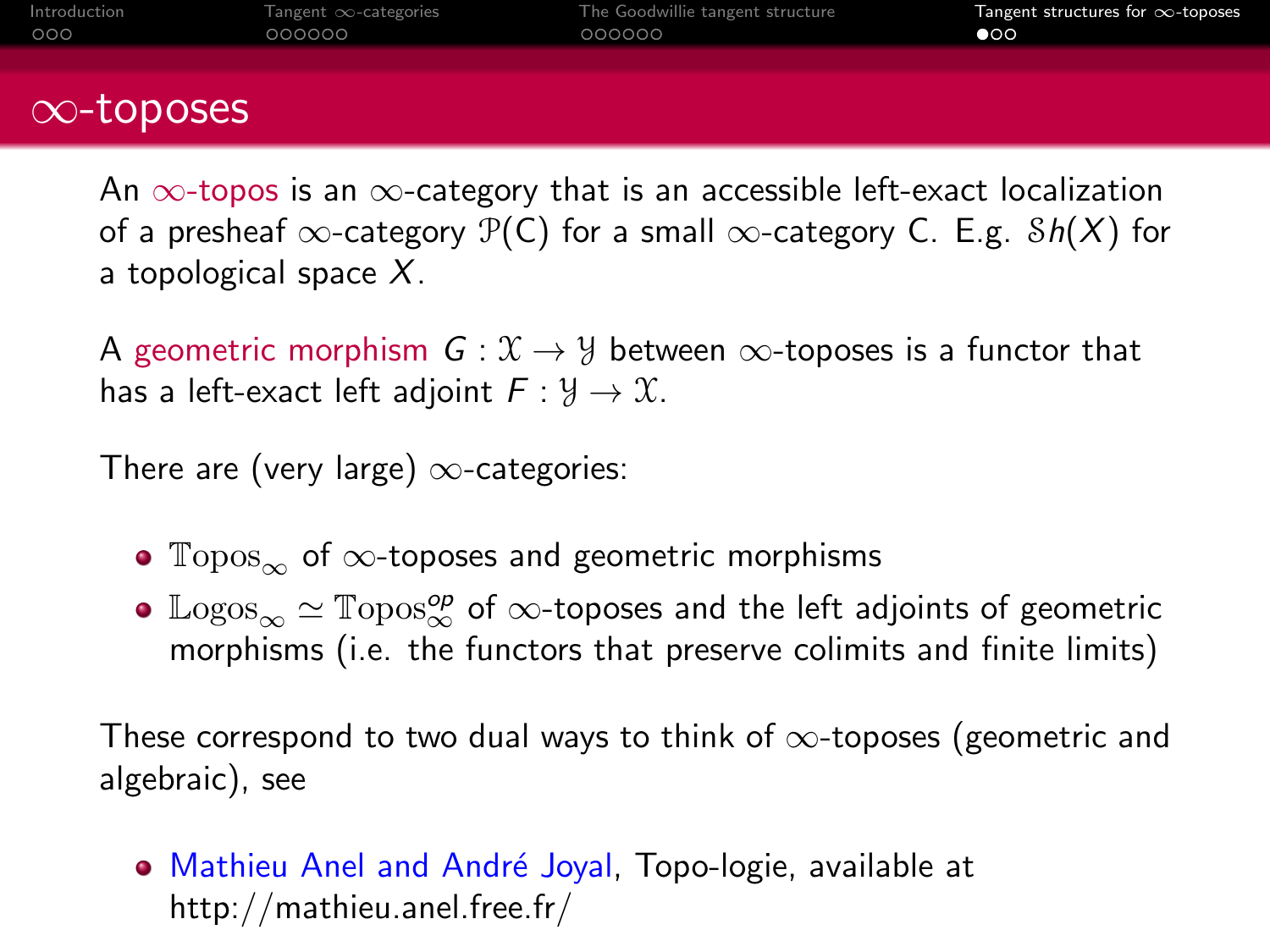# $\infty$-toposes

An $\infty$-topos is an $\infty$-category that is an accessible left-exact localization of a presheaf $\infty$-category $\mathcal{P}(\mathsf{C})$ for a small $\infty$-category $\mathsf{C}$. E.g. $\mathcal{S}h(X)$ for a topological space $X$.

A geometric morphism $G : \mathcal{X} \to \mathcal{Y}$ between $\infty$-toposes is a functor that has a left-exact left adjoint $F : \mathcal{Y} \to \mathcal{X}$.

There are (very large) $\infty$-categories:

- $\mathbb{T}\text{opos}_\infty$ of $\infty$-toposes and geometric morphisms
- $\mathbb{L}\text{ogos}_\infty \simeq \mathbb{T}\text{opos}_\infty^{op}$ of $\infty$-toposes and the left adjoints of geometric morphisms (i.e. the functors that preserve colimits and finite limits)

These correspond to two dual ways to think of $\infty$-toposes (geometric and algebraic), see

- Mathieu Anel and André Joyal, Topo-logie, available at http://mathieu.anel.free.fr/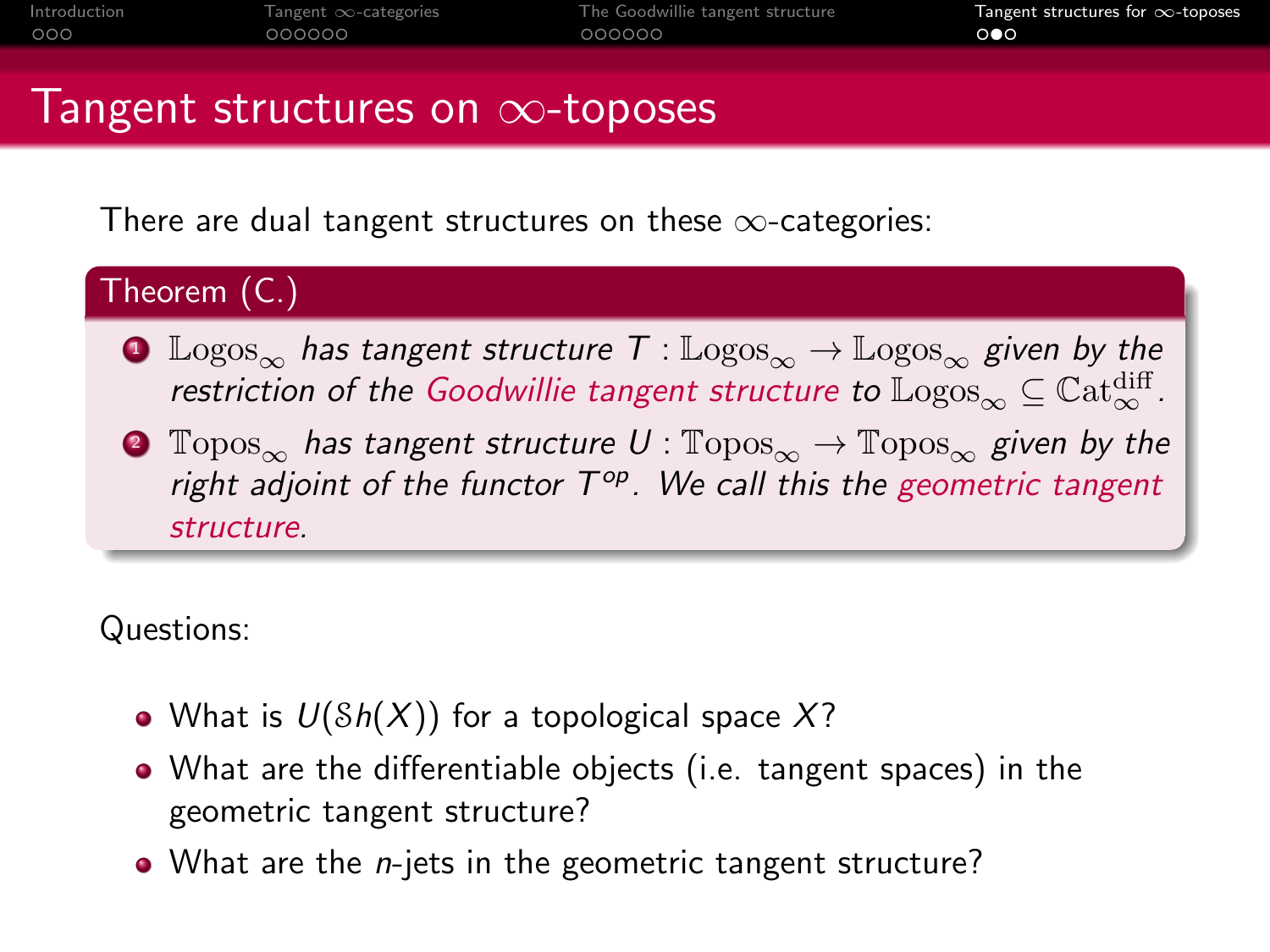# Tangent structures on $\infty$-toposes

There are dual tangent structures on these $\infty$-categories:

**Theorem (C.)**

1. $\mathbb{L}\mathrm{ogos}_\infty$ *has tangent structure* $T : \mathbb{L}\mathrm{ogos}_\infty \to \mathbb{L}\mathrm{ogos}_\infty$ *given by the restriction of the Goodwillie tangent structure to* $\mathbb{L}\mathrm{ogos}_\infty \subseteq \mathbb{C}\mathrm{at}_\infty^{\mathrm{diff}}$.
2. $\mathbb{T}\mathrm{opos}_\infty$ *has tangent structure* $U : \mathbb{T}\mathrm{opos}_\infty \to \mathbb{T}\mathrm{opos}_\infty$ *given by the right adjoint of the functor* $T^{op}$*. We call this the geometric tangent structure.*

Questions:

- What is $U(\mathcal{S}h(X))$ for a topological space $X$?
- What are the differentiable objects (i.e. tangent spaces) in the geometric tangent structure?
- What are the $n$-jets in the geometric tangent structure?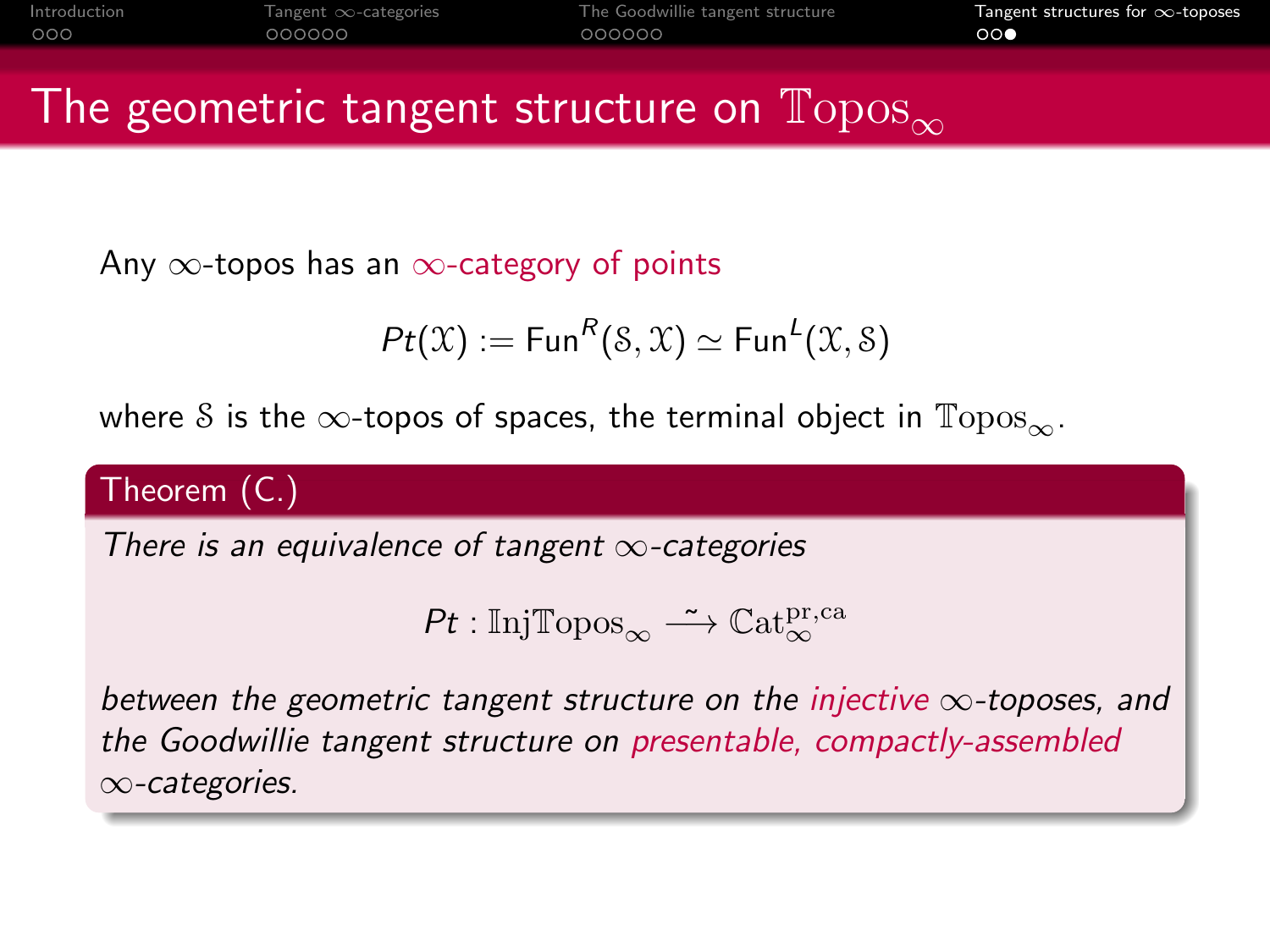# The geometric tangent structure on $\mathbb{T}\text{opos}_\infty$

Any $\infty$-topos has an $\infty$-category of points

$$Pt(\mathcal{X}) := \mathsf{Fun}^R(\mathcal{S}, \mathcal{X}) \simeq \mathsf{Fun}^L(\mathcal{X}, \mathcal{S})$$

where $\mathcal{S}$ is the $\infty$-topos of spaces, the terminal object in $\mathbb{T}\text{opos}_\infty$.

**Theorem (C.)**

*There is an equivalence of tangent $\infty$-categories*

$$Pt : \mathbb{I}\text{nj}\mathbb{T}\text{opos}_\infty \xrightarrow{\sim} \mathbb{C}\text{at}_\infty^{\text{pr,ca}}$$

*between the geometric tangent structure on the injective $\infty$-toposes, and the Goodwillie tangent structure on presentable, compactly-assembled $\infty$-categories.*